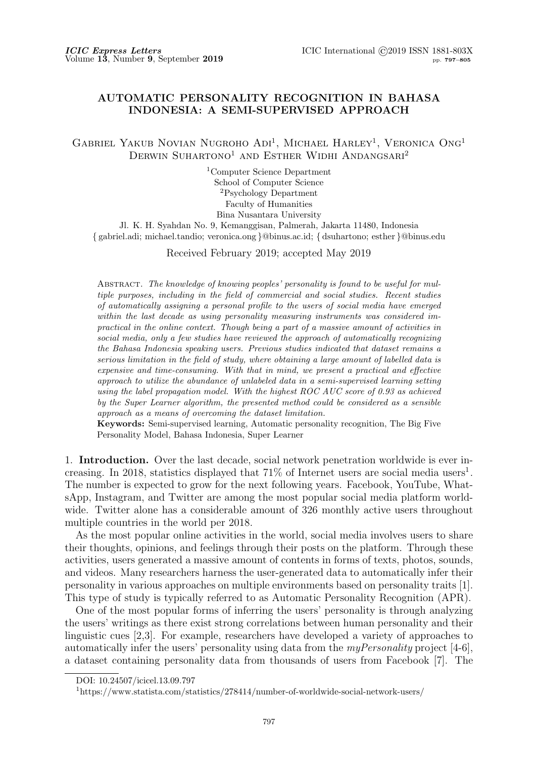# AUTOMATIC PERSONALITY RECOGNITION IN BAHASA INDONESIA: A SEMI-SUPERVISED APPROACH

Gabriel Yakub Novian Nugroho Adi[1], Michael Harley[1], Veronica Ong[1]
Derwin Suhartono[1] and Esther Widhi Andangsari[2]

[1]Computer Science Department
School of Computer Science
[2]Psychology Department
Faculty of Humanities
Bina Nusantara University
Jl. K. H. Syahdan No. 9, Kemanggisan, Palmerah, Jakarta 11480, Indonesia
{ gabriel.adi; michael.tandio; veronica.ong }@binus.ac.id; { dsuhartono; esther }@binus.edu

Received February 2019; accepted May 2019

Abstract. *The knowledge of knowing peoples' personality is found to be useful for multiple purposes, including in the field of commercial and social studies. Recent studies of automatically assigning a personal profile to the users of social media have emerged within the last decade as using personality measuring instruments was considered impractical in the online context. Though being a part of a massive amount of activities in social media, only a few studies have reviewed the approach of automatically recognizing the Bahasa Indonesia speaking users. Previous studies indicated that dataset remains a serious limitation in the field of study, where obtaining a large amount of labelled data is expensive and time-consuming. With that in mind, we present a practical and effective approach to utilize the abundance of unlabeled data in a semi-supervised learning setting using the label propagation model. With the highest ROC AUC score of 0.93 as achieved by the Super Learner algorithm, the presented method could be considered as a sensible approach as a means of overcoming the dataset limitation.*

**Keywords:** Semi-supervised learning, Automatic personality recognition, The Big Five Personality Model, Bahasa Indonesia, Super Learner

## 1. Introduction.

Over the last decade, social network penetration worldwide is ever increasing. In 2018, statistics displayed that 71% of Internet users are social media users[1]. The number is expected to grow for the next following years. Facebook, YouTube, WhatsApp, Instagram, and Twitter are among the most popular social media platform worldwide. Twitter alone has a considerable amount of 326 monthly active users throughout multiple countries in the world per 2018.

As the most popular online activities in the world, social media involves users to share their thoughts, opinions, and feelings through their posts on the platform. Through these activities, users generated a massive amount of contents in forms of texts, photos, sounds, and videos. Many researchers harness the user-generated data to automatically infer their personality in various approaches on multiple environments based on personality traits [1]. This type of study is typically referred to as Automatic Personality Recognition (APR).

One of the most popular forms of inferring the users' personality is through analyzing the users' writings as there exist strong correlations between human personality and their linguistic cues [2,3]. For example, researchers have developed a variety of approaches to automatically infer the users' personality using data from the *myPersonality* project [4-6], a dataset containing personality data from thousands of users from Facebook [7]. The

DOI: 10.24507/icicel.13.09.797

[1]https://www.statista.com/statistics/278414/number-of-worldwide-social-network-users/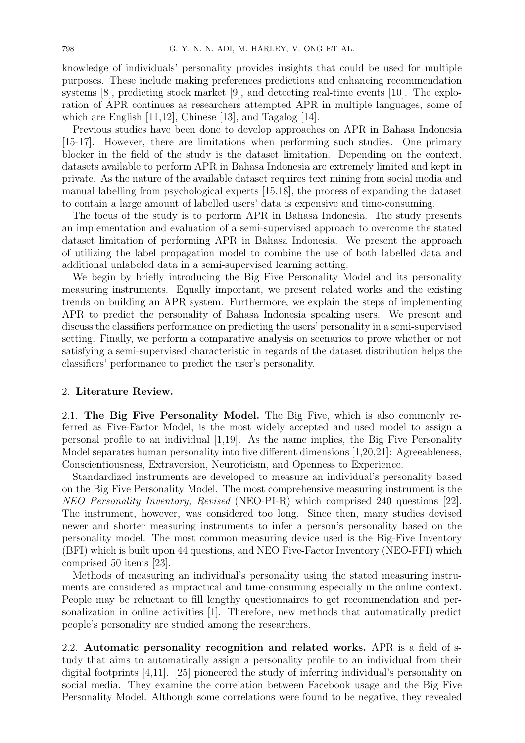knowledge of individuals' personality provides insights that could be used for multiple purposes. These include making preferences predictions and enhancing recommendation systems [8], predicting stock market [9], and detecting real-time events [10]. The exploration of APR continues as researchers attempted APR in multiple languages, some of which are English [11,12], Chinese [13], and Tagalog [14].

Previous studies have been done to develop approaches on APR in Bahasa Indonesia [15-17]. However, there are limitations when performing such studies. One primary blocker in the field of the study is the dataset limitation. Depending on the context, datasets available to perform APR in Bahasa Indonesia are extremely limited and kept in private. As the nature of the available dataset requires text mining from social media and manual labelling from psychological experts [15,18], the process of expanding the dataset to contain a large amount of labelled users' data is expensive and time-consuming.

The focus of the study is to perform APR in Bahasa Indonesia. The study presents an implementation and evaluation of a semi-supervised approach to overcome the stated dataset limitation of performing APR in Bahasa Indonesia. We present the approach of utilizing the label propagation model to combine the use of both labelled data and additional unlabeled data in a semi-supervised learning setting.

We begin by briefly introducing the Big Five Personality Model and its personality measuring instruments. Equally important, we present related works and the existing trends on building an APR system. Furthermore, we explain the steps of implementing APR to predict the personality of Bahasa Indonesia speaking users. We present and discuss the classifiers performance on predicting the users' personality in a semi-supervised setting. Finally, we perform a comparative analysis on scenarios to prove whether or not satisfying a semi-supervised characteristic in regards of the dataset distribution helps the classifiers' performance to predict the user's personality.

## 2. Literature Review.

### 2.1. The Big Five Personality Model.

The Big Five, which is also commonly referred as Five-Factor Model, is the most widely accepted and used model to assign a personal profile to an individual [1,19]. As the name implies, the Big Five Personality Model separates human personality into five different dimensions [1,20,21]: Agreeableness, Conscientiousness, Extraversion, Neuroticism, and Openness to Experience.

Standardized instruments are developed to measure an individual's personality based on the Big Five Personality Model. The most comprehensive measuring instrument is the *NEO Personality Inventory, Revised* (NEO-PI-R) which comprised 240 questions [22]. The instrument, however, was considered too long. Since then, many studies devised newer and shorter measuring instruments to infer a person's personality based on the personality model. The most common measuring device used is the Big-Five Inventory (BFI) which is built upon 44 questions, and NEO Five-Factor Inventory (NEO-FFI) which comprised 50 items [23].

Methods of measuring an individual's personality using the stated measuring instruments are considered as impractical and time-consuming especially in the online context. People may be reluctant to fill lengthy questionnaires to get recommendation and personalization in online activities [1]. Therefore, new methods that automatically predict people's personality are studied among the researchers.

### 2.2. Automatic personality recognition and related works.

APR is a field of study that aims to automatically assign a personality profile to an individual from their digital footprints [4,11]. [25] pioneered the study of inferring individual's personality on social media. They examine the correlation between Facebook usage and the Big Five Personality Model. Although some correlations were found to be negative, they revealed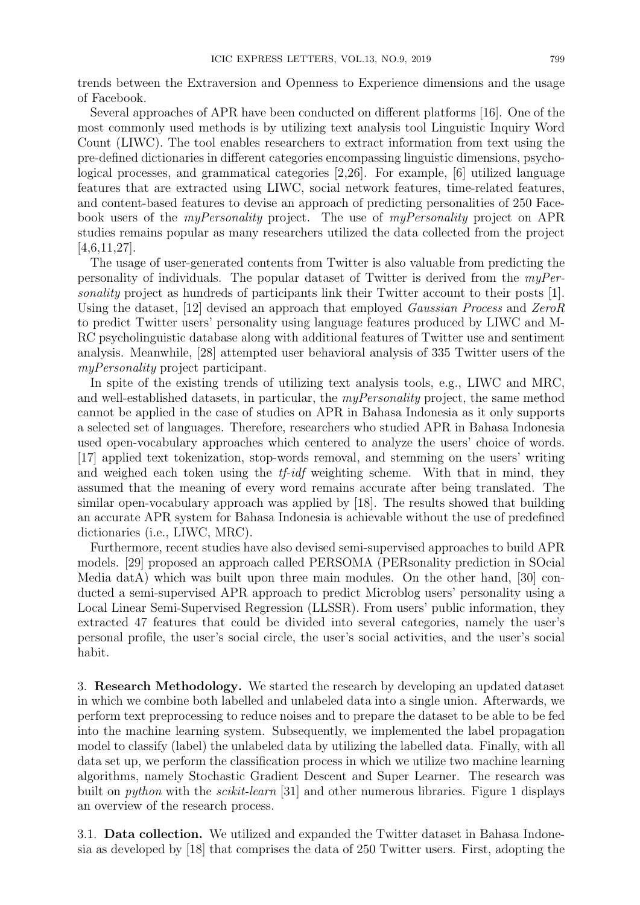trends between the Extraversion and Openness to Experience dimensions and the usage of Facebook.

Several approaches of APR have been conducted on different platforms [16]. One of the most commonly used methods is by utilizing text analysis tool Linguistic Inquiry Word Count (LIWC). The tool enables researchers to extract information from text using the pre-defined dictionaries in different categories encompassing linguistic dimensions, psychological processes, and grammatical categories [2,26]. For example, [6] utilized language features that are extracted using LIWC, social network features, time-related features, and content-based features to devise an approach of predicting personalities of 250 Facebook users of the *myPersonality* project. The use of *myPersonality* project on APR studies remains popular as many researchers utilized the data collected from the project [4,6,11,27].

The usage of user-generated contents from Twitter is also valuable from predicting the personality of individuals. The popular dataset of Twitter is derived from the *myPersonality* project as hundreds of participants link their Twitter account to their posts [1]. Using the dataset, [12] devised an approach that employed *Gaussian Process* and *ZeroR* to predict Twitter users' personality using language features produced by LIWC and M-RC psycholinguistic database along with additional features of Twitter use and sentiment analysis. Meanwhile, [28] attempted user behavioral analysis of 335 Twitter users of the *myPersonality* project participant.

In spite of the existing trends of utilizing text analysis tools, e.g., LIWC and MRC, and well-established datasets, in particular, the *myPersonality* project, the same method cannot be applied in the case of studies on APR in Bahasa Indonesia as it only supports a selected set of languages. Therefore, researchers who studied APR in Bahasa Indonesia used open-vocabulary approaches which centered to analyze the users' choice of words. [17] applied text tokenization, stop-words removal, and stemming on the users' writing and weighed each token using the *tf-idf* weighting scheme. With that in mind, they assumed that the meaning of every word remains accurate after being translated. The similar open-vocabulary approach was applied by [18]. The results showed that building an accurate APR system for Bahasa Indonesia is achievable without the use of predefined dictionaries (i.e., LIWC, MRC).

Furthermore, recent studies have also devised semi-supervised approaches to build APR models. [29] proposed an approach called PERSOMA (PERsonality prediction in SOcial Media datA) which was built upon three main modules. On the other hand, [30] conducted a semi-supervised APR approach to predict Microblog users' personality using a Local Linear Semi-Supervised Regression (LLSSR). From users' public information, they extracted 47 features that could be divided into several categories, namely the user's personal profile, the user's social circle, the user's social activities, and the user's social habit.

## 3. Research Methodology.

We started the research by developing an updated dataset in which we combine both labelled and unlabeled data into a single union. Afterwards, we perform text preprocessing to reduce noises and to prepare the dataset to be able to be fed into the machine learning system. Subsequently, we implemented the label propagation model to classify (label) the unlabeled data by utilizing the labelled data. Finally, with all data set up, we perform the classification process in which we utilize two machine learning algorithms, namely Stochastic Gradient Descent and Super Learner. The research was built on *python* with the *scikit-learn* [31] and other numerous libraries. Figure 1 displays an overview of the research process.

### 3.1. Data collection.

We utilized and expanded the Twitter dataset in Bahasa Indonesia as developed by [18] that comprises the data of 250 Twitter users. First, adopting the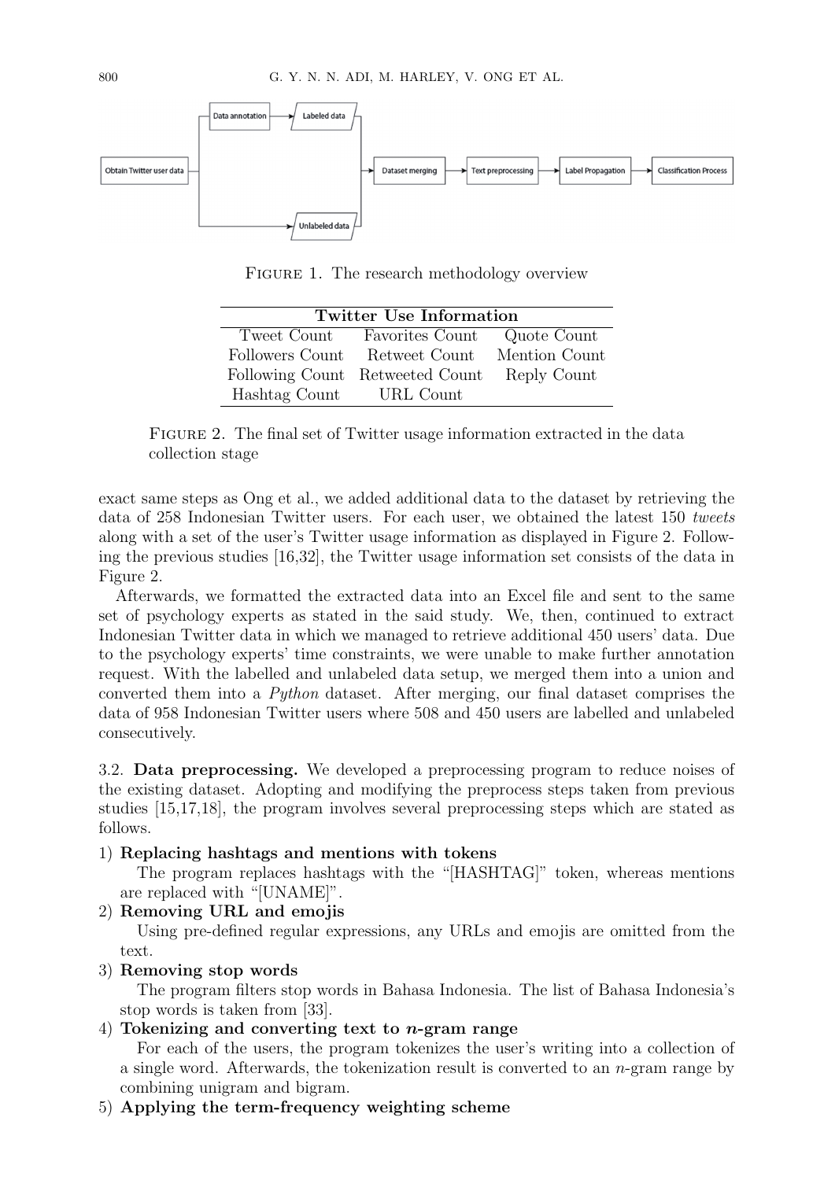Figure 1. The research methodology overview

| Twitter Use Information | | |
|---|---|---|
| Tweet Count | Favorites Count | Quote Count |
| Followers Count | Retweet Count | Mention Count |
| Following Count | Retweeted Count | Reply Count |
| Hashtag Count | URL Count | |

Figure 2. The final set of Twitter usage information extracted in the data collection stage

exact same steps as Ong et al., we added additional data to the dataset by retrieving the data of 258 Indonesian Twitter users. For each user, we obtained the latest 150 *tweets* along with a set of the user's Twitter usage information as displayed in Figure 2. Following the previous studies [16,32], the Twitter usage information set consists of the data in Figure 2.

Afterwards, we formatted the extracted data into an Excel file and sent to the same set of psychology experts as stated in the said study. We, then, continued to extract Indonesian Twitter data in which we managed to retrieve additional 450 users' data. Due to the psychology experts' time constraints, we were unable to make further annotation request. With the labelled and unlabeled data setup, we merged them into a union and converted them into a *Python* dataset. After merging, our final dataset comprises the data of 958 Indonesian Twitter users where 508 and 450 users are labelled and unlabeled consecutively.

3.2. **Data preprocessing.** We developed a preprocessing program to reduce noises of the existing dataset. Adopting and modifying the preprocess steps taken from previous studies [15,17,18], the program involves several preprocessing steps which are stated as follows.

1) **Replacing hashtags and mentions with tokens**
   The program replaces hashtags with the "[HASHTAG]" token, whereas mentions are replaced with "[UNAME]".
2) **Removing URL and emojis**
   Using pre-defined regular expressions, any URLs and emojis are omitted from the text.
3) **Removing stop words**
   The program filters stop words in Bahasa Indonesia. The list of Bahasa Indonesia's stop words is taken from [33].
4) **Tokenizing and converting text to *n*-gram range**
   For each of the users, the program tokenizes the user's writing into a collection of a single word. Afterwards, the tokenization result is converted to an *n*-gram range by combining unigram and bigram.
5) **Applying the term-frequency weighting scheme**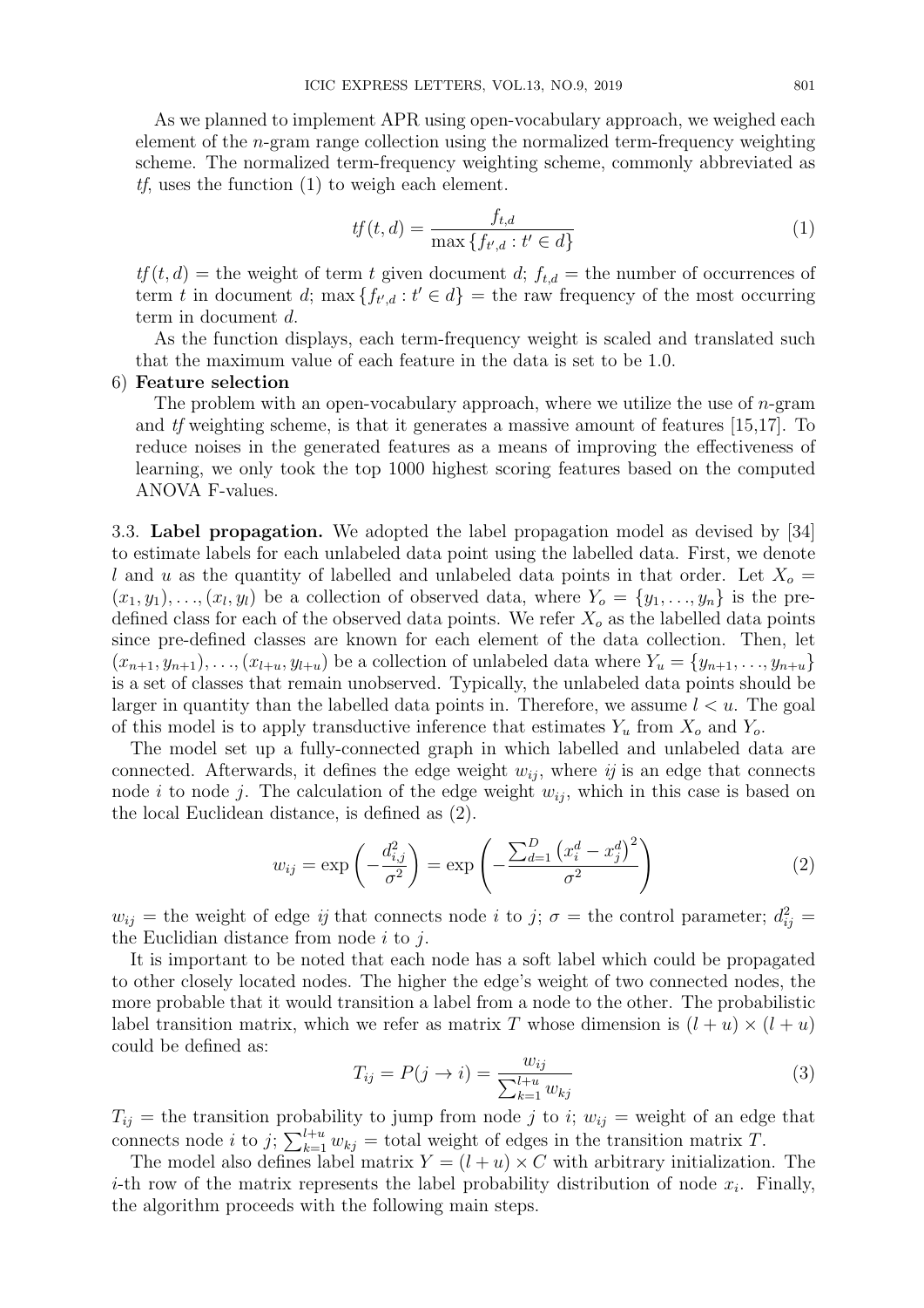As we planned to implement APR using open-vocabulary approach, we weighed each element of the $n$-gram range collection using the normalized term-frequency weighting scheme. The normalized term-frequency weighting scheme, commonly abbreviated as *tf*, uses the function (1) to weigh each element.

$$tf(t, d) = \frac{f_{t,d}}{\max\{f_{t',d} : t' \in d\}} \tag{1}$$

$tf(t, d)$ = the weight of term $t$ given document $d$; $f_{t,d}$ = the number of occurrences of term $t$ in document $d$; $\max\{f_{t',d} : t' \in d\}$ = the raw frequency of the most occurring term in document $d$.

As the function displays, each term-frequency weight is scaled and translated such that the maximum value of each feature in the data is set to be 1.0.

6) **Feature selection**

The problem with an open-vocabulary approach, where we utilize the use of $n$-gram and *tf* weighting scheme, is that it generates a massive amount of features [15,17]. To reduce noises in the generated features as a means of improving the effectiveness of learning, we only took the top 1000 highest scoring features based on the computed ANOVA F-values.

3.3. **Label propagation.** We adopted the label propagation model as devised by [34] to estimate labels for each unlabeled data point using the labelled data. First, we denote $l$ and $u$ as the quantity of labelled and unlabeled data points in that order. Let $X_o = (x_1, y_1), \ldots, (x_l, y_l)$ be a collection of observed data, where $Y_o = \{y_1, \ldots, y_n\}$ is the pre-defined class for each of the observed data points. We refer $X_o$ as the labelled data points since pre-defined classes are known for each element of the data collection. Then, let $(x_{n+1}, y_{n+1}), \ldots, (x_{l+u}, y_{l+u})$ be a collection of unlabeled data where $Y_u = \{y_{n+1}, \ldots, y_{n+u}\}$ is a set of classes that remain unobserved. Typically, the unlabeled data points should be larger in quantity than the labelled data points in. Therefore, we assume $l < u$. The goal of this model is to apply transductive inference that estimates $Y_u$ from $X_o$ and $Y_o$.

The model set up a fully-connected graph in which labelled and unlabeled data are connected. Afterwards, it defines the edge weight $w_{ij}$, where $ij$ is an edge that connects node $i$ to node $j$. The calculation of the edge weight $w_{ij}$, which in this case is based on the local Euclidean distance, is defined as (2).

$$w_{ij} = \exp\left(-\frac{d_{i,j}^2}{\sigma^2}\right) = \exp\left(-\frac{\sum_{d=1}^{D}\left(x_i^d - x_j^d\right)^2}{\sigma^2}\right) \tag{2}$$

$w_{ij}$ = the weight of edge $ij$ that connects node $i$ to $j$; $\sigma$ = the control parameter; $d_{ij}^2$ = the Euclidian distance from node $i$ to $j$.

It is important to be noted that each node has a soft label which could be propagated to other closely located nodes. The higher the edge's weight of two connected nodes, the more probable that it would transition a label from a node to the other. The probabilistic label transition matrix, which we refer as matrix $T$ whose dimension is $(l + u) \times (l + u)$ could be defined as:

$$T_{ij} = P(j \to i) = \frac{w_{ij}}{\sum_{k=1}^{l+u} w_{kj}} \tag{3}$$

$T_{ij}$ = the transition probability to jump from node $j$ to $i$; $w_{ij}$ = weight of an edge that connects node $i$ to $j$; $\sum_{k=1}^{l+u} w_{kj}$ = total weight of edges in the transition matrix $T$.

The model also defines label matrix $Y = (l + u) \times C$ with arbitrary initialization. The $i$-th row of the matrix represents the label probability distribution of node $x_i$. Finally, the algorithm proceeds with the following main steps.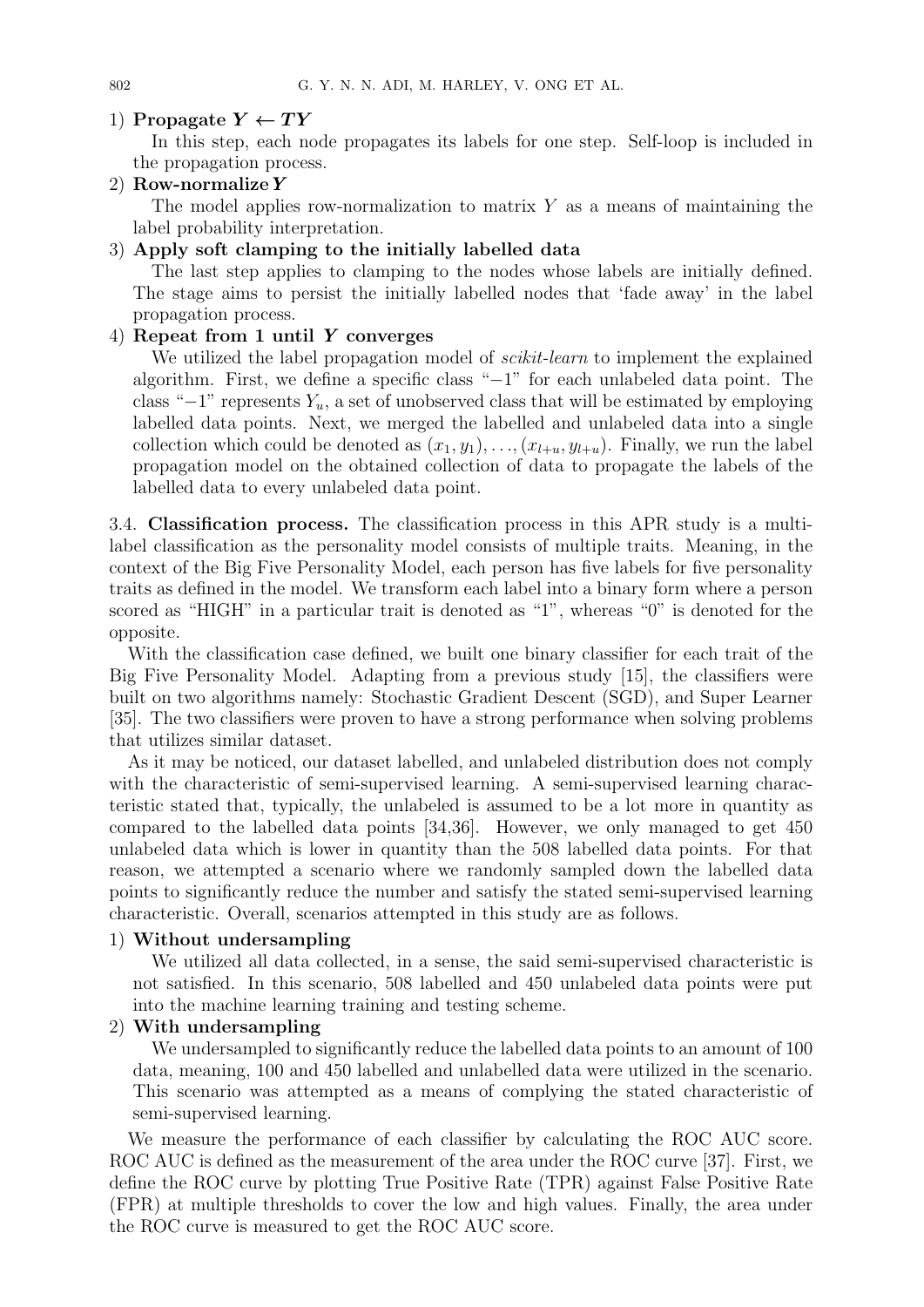1) **Propagate $\boldsymbol{Y} \leftarrow \boldsymbol{TY}$**

   In this step, each node propagates its labels for one step. Self-loop is included in the propagation process.

2) **Row-normalize $\boldsymbol{Y}$**

   The model applies row-normalization to matrix $Y$ as a means of maintaining the label probability interpretation.

3) **Apply soft clamping to the initially labelled data**

   The last step applies to clamping to the nodes whose labels are initially defined. The stage aims to persist the initially labelled nodes that 'fade away' in the label propagation process.

4) **Repeat from 1 until $\boldsymbol{Y}$ converges**

   We utilized the label propagation model of *scikit-learn* to implement the explained algorithm. First, we define a specific class "$-1$" for each unlabeled data point. The class "$-1$" represents $Y_u$, a set of unobserved class that will be estimated by employing labelled data points. Next, we merged the labelled and unlabeled data into a single collection which could be denoted as $(x_1, y_1), \ldots, (x_{l+u}, y_{l+u})$. Finally, we run the label propagation model on the obtained collection of data to propagate the labels of the labelled data to every unlabeled data point.

3.4. **Classification process.** The classification process in this APR study is a multi-label classification as the personality model consists of multiple traits. Meaning, in the context of the Big Five Personality Model, each person has five labels for five personality traits as defined in the model. We transform each label into a binary form where a person scored as "HIGH" in a particular trait is denoted as "1", whereas "0" is denoted for the opposite.

With the classification case defined, we built one binary classifier for each trait of the Big Five Personality Model. Adapting from a previous study [15], the classifiers were built on two algorithms namely: Stochastic Gradient Descent (SGD), and Super Learner [35]. The two classifiers were proven to have a strong performance when solving problems that utilizes similar dataset.

As it may be noticed, our dataset labelled, and unlabeled distribution does not comply with the characteristic of semi-supervised learning. A semi-supervised learning characteristic stated that, typically, the unlabeled is assumed to be a lot more in quantity as compared to the labelled data points [34,36]. However, we only managed to get 450 unlabeled data which is lower in quantity than the 508 labelled data points. For that reason, we attempted a scenario where we randomly sampled down the labelled data points to significantly reduce the number and satisfy the stated semi-supervised learning characteristic. Overall, scenarios attempted in this study are as follows.

1) **Without undersampling**

   We utilized all data collected, in a sense, the said semi-supervised characteristic is not satisfied. In this scenario, 508 labelled and 450 unlabeled data points were put into the machine learning training and testing scheme.

2) **With undersampling**

   We undersampled to significantly reduce the labelled data points to an amount of 100 data, meaning, 100 and 450 labelled and unlabelled data were utilized in the scenario. This scenario was attempted as a means of complying the stated characteristic of semi-supervised learning.

We measure the performance of each classifier by calculating the ROC AUC score. ROC AUC is defined as the measurement of the area under the ROC curve [37]. First, we define the ROC curve by plotting True Positive Rate (TPR) against False Positive Rate (FPR) at multiple thresholds to cover the low and high values. Finally, the area under the ROC curve is measured to get the ROC AUC score.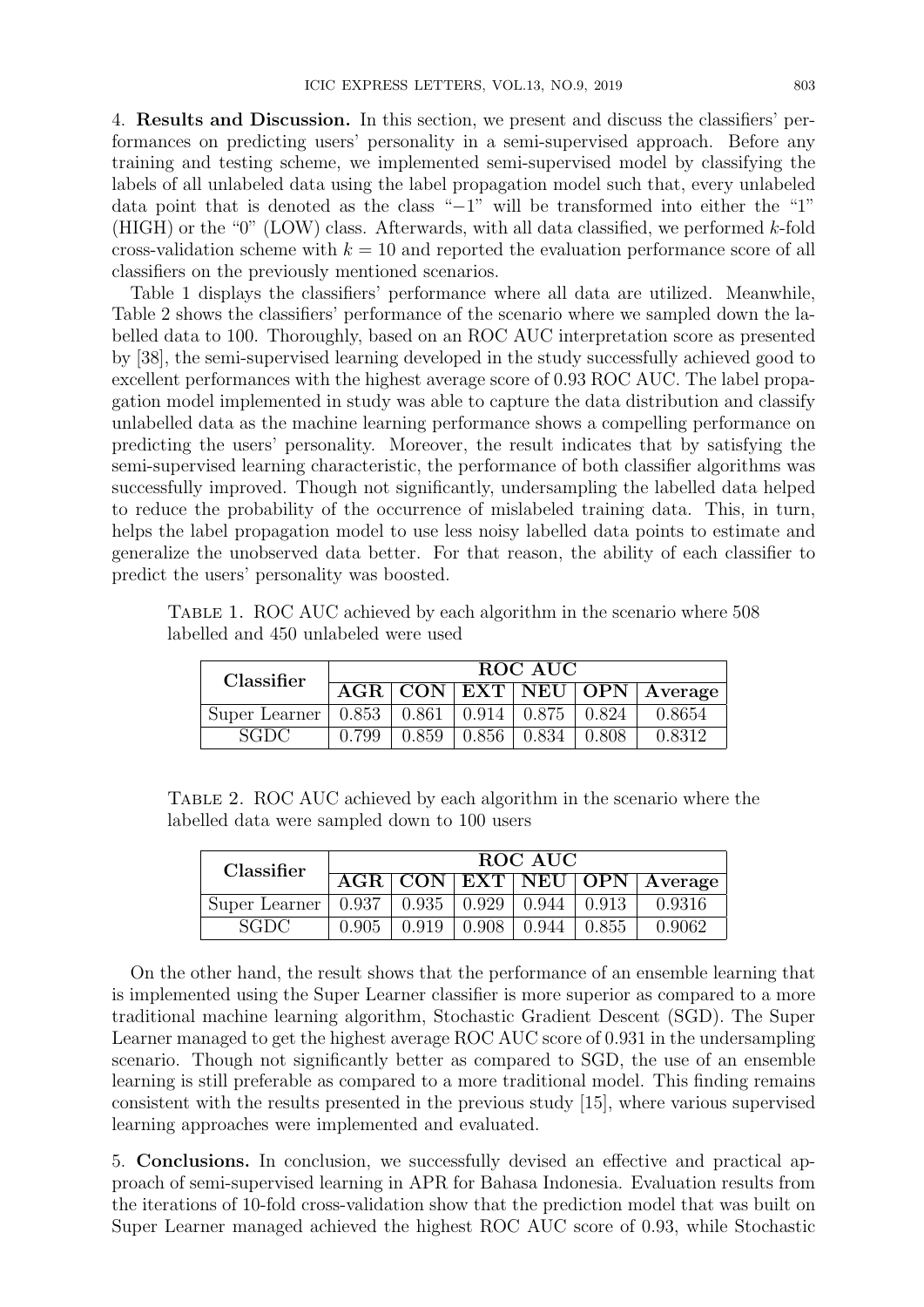4. **Results and Discussion.** In this section, we present and discuss the classifiers' performances on predicting users' personality in a semi-supervised approach. Before any training and testing scheme, we implemented semi-supervised model by classifying the labels of all unlabeled data using the label propagation model such that, every unlabeled data point that is denoted as the class "$-1$" will be transformed into either the "1" (HIGH) or the "0" (LOW) class. Afterwards, with all data classified, we performed $k$-fold cross-validation scheme with $k = 10$ and reported the evaluation performance score of all classifiers on the previously mentioned scenarios.

Table 1 displays the classifiers' performance where all data are utilized. Meanwhile, Table 2 shows the classifiers' performance of the scenario where we sampled down the labelled data to 100. Thoroughly, based on an ROC AUC interpretation score as presented by [38], the semi-supervised learning developed in the study successfully achieved good to excellent performances with the highest average score of 0.93 ROC AUC. The label propagation model implemented in study was able to capture the data distribution and classify unlabelled data as the machine learning performance shows a compelling performance on predicting the users' personality. Moreover, the result indicates that by satisfying the semi-supervised learning characteristic, the performance of both classifier algorithms was successfully improved. Though not significantly, undersampling the labelled data helped to reduce the probability of the occurrence of mislabeled training data. This, in turn, helps the label propagation model to use less noisy labelled data points to estimate and generalize the unobserved data better. For that reason, the ability of each classifier to predict the users' personality was boosted.

Table 1. ROC AUC achieved by each algorithm in the scenario where 508 labelled and 450 unlabeled were used

| **Classifier** | **ROC AUC** | | | | | |
|---|---|---|---|---|---|---|
| | **AGR** | **CON** | **EXT** | **NEU** | **OPN** | **Average** |
| Super Learner | 0.853 | 0.861 | 0.914 | 0.875 | 0.824 | 0.8654 |
| SGDC | 0.799 | 0.859 | 0.856 | 0.834 | 0.808 | 0.8312 |

Table 2. ROC AUC achieved by each algorithm in the scenario where the labelled data were sampled down to 100 users

| **Classifier** | **ROC AUC** | | | | | |
|---|---|---|---|---|---|---|
| | **AGR** | **CON** | **EXT** | **NEU** | **OPN** | **Average** |
| Super Learner | 0.937 | 0.935 | 0.929 | 0.944 | 0.913 | 0.9316 |
| SGDC | 0.905 | 0.919 | 0.908 | 0.944 | 0.855 | 0.9062 |

On the other hand, the result shows that the performance of an ensemble learning that is implemented using the Super Learner classifier is more superior as compared to a more traditional machine learning algorithm, Stochastic Gradient Descent (SGD). The Super Learner managed to get the highest average ROC AUC score of 0.931 in the undersampling scenario. Though not significantly better as compared to SGD, the use of an ensemble learning is still preferable as compared to a more traditional model. This finding remains consistent with the results presented in the previous study [15], where various supervised learning approaches were implemented and evaluated.

5. **Conclusions.** In conclusion, we successfully devised an effective and practical approach of semi-supervised learning in APR for Bahasa Indonesia. Evaluation results from the iterations of 10-fold cross-validation show that the prediction model that was built on Super Learner managed achieved the highest ROC AUC score of 0.93, while Stochastic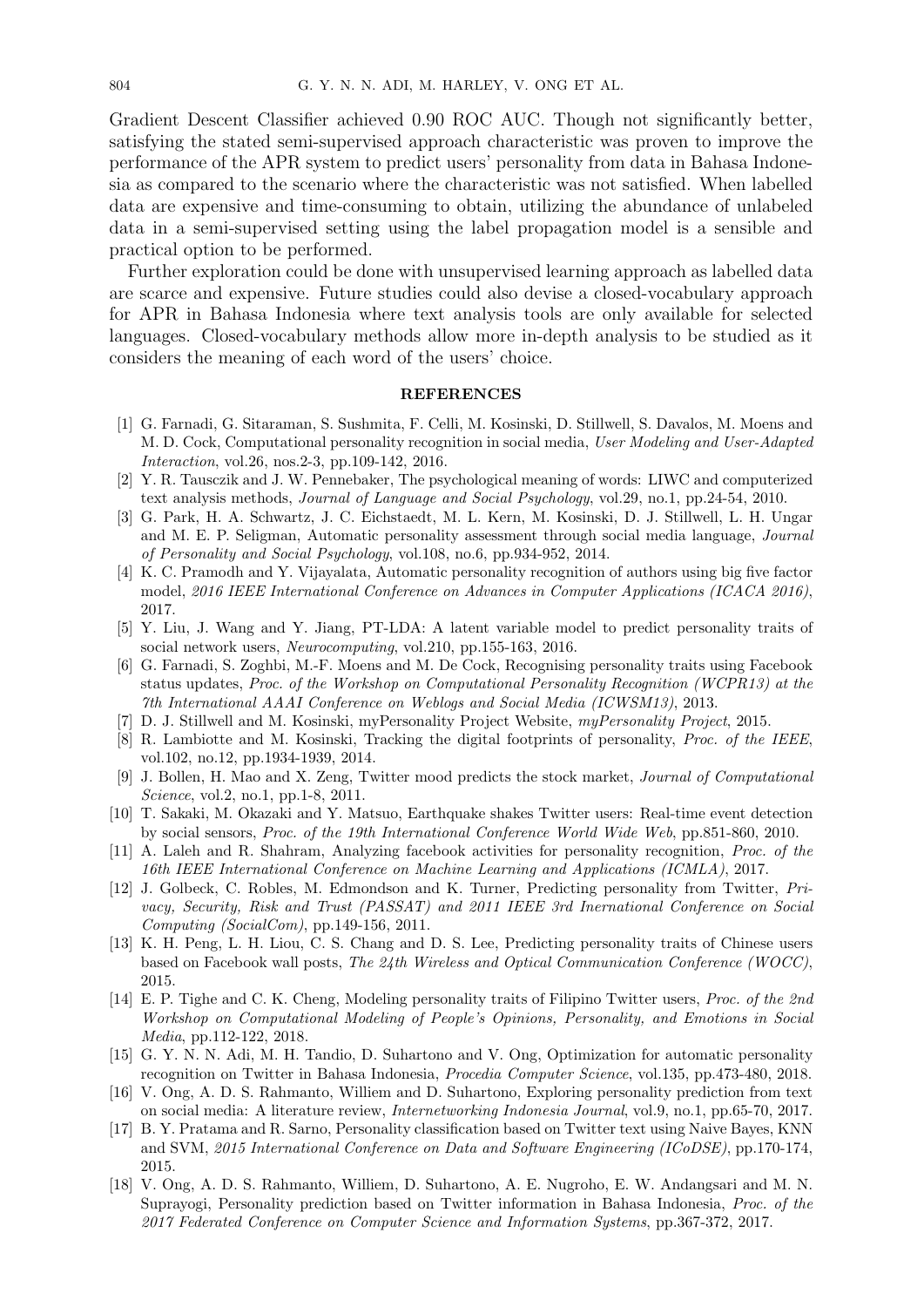Gradient Descent Classifier achieved 0.90 ROC AUC. Though not significantly better, satisfying the stated semi-supervised approach characteristic was proven to improve the performance of the APR system to predict users' personality from data in Bahasa Indonesia as compared to the scenario where the characteristic was not satisfied. When labelled data are expensive and time-consuming to obtain, utilizing the abundance of unlabeled data in a semi-supervised setting using the label propagation model is a sensible and practical option to be performed.

Further exploration could be done with unsupervised learning approach as labelled data are scarce and expensive. Future studies could also devise a closed-vocabulary approach for APR in Bahasa Indonesia where text analysis tools are only available for selected languages. Closed-vocabulary methods allow more in-depth analysis to be studied as it considers the meaning of each word of the users' choice.

## REFERENCES

[1] G. Farnadi, G. Sitaraman, S. Sushmita, F. Celli, M. Kosinski, D. Stillwell, S. Davalos, M. Moens and M. D. Cock, Computational personality recognition in social media, *User Modeling and User-Adapted Interaction*, vol.26, nos.2-3, pp.109-142, 2016.

[2] Y. R. Tausczik and J. W. Pennebaker, The psychological meaning of words: LIWC and computerized text analysis methods, *Journal of Language and Social Psychology*, vol.29, no.1, pp.24-54, 2010.

[3] G. Park, H. A. Schwartz, J. C. Eichstaedt, M. L. Kern, M. Kosinski, D. J. Stillwell, L. H. Ungar and M. E. P. Seligman, Automatic personality assessment through social media language, *Journal of Personality and Social Psychology*, vol.108, no.6, pp.934-952, 2014.

[4] K. C. Pramodh and Y. Vijayalata, Automatic personality recognition of authors using big five factor model, *2016 IEEE International Conference on Advances in Computer Applications (ICACA 2016)*, 2017.

[5] Y. Liu, J. Wang and Y. Jiang, PT-LDA: A latent variable model to predict personality traits of social network users, *Neurocomputing*, vol.210, pp.155-163, 2016.

[6] G. Farnadi, S. Zoghbi, M.-F. Moens and M. De Cock, Recognising personality traits using Facebook status updates, *Proc. of the Workshop on Computational Personality Recognition (WCPR13) at the 7th International AAAI Conference on Weblogs and Social Media (ICWSM13)*, 2013.

[7] D. J. Stillwell and M. Kosinski, myPersonality Project Website, *myPersonality Project*, 2015.

[8] R. Lambiotte and M. Kosinski, Tracking the digital footprints of personality, *Proc. of the IEEE*, vol.102, no.12, pp.1934-1939, 2014.

[9] J. Bollen, H. Mao and X. Zeng, Twitter mood predicts the stock market, *Journal of Computational Science*, vol.2, no.1, pp.1-8, 2011.

[10] T. Sakaki, M. Okazaki and Y. Matsuo, Earthquake shakes Twitter users: Real-time event detection by social sensors, *Proc. of the 19th International Conference World Wide Web*, pp.851-860, 2010.

[11] A. Laleh and R. Shahram, Analyzing facebook activities for personality recognition, *Proc. of the 16th IEEE International Conference on Machine Learning and Applications (ICMLA)*, 2017.

[12] J. Golbeck, C. Robles, M. Edmondson and K. Turner, Predicting personality from Twitter, *Privacy, Security, Risk and Trust (PASSAT) and 2011 IEEE 3rd Inernational Conference on Social Computing (SocialCom)*, pp.149-156, 2011.

[13] K. H. Peng, L. H. Liou, C. S. Chang and D. S. Lee, Predicting personality traits of Chinese users based on Facebook wall posts, *The 24th Wireless and Optical Communication Conference (WOCC)*, 2015.

[14] E. P. Tighe and C. K. Cheng, Modeling personality traits of Filipino Twitter users, *Proc. of the 2nd Workshop on Computational Modeling of People's Opinions, Personality, and Emotions in Social Media*, pp.112-122, 2018.

[15] G. Y. N. N. Adi, M. H. Tandio, D. Suhartono and V. Ong, Optimization for automatic personality recognition on Twitter in Bahasa Indonesia, *Procedia Computer Science*, vol.135, pp.473-480, 2018.

[16] V. Ong, A. D. S. Rahmanto, Williem and D. Suhartono, Exploring personality prediction from text on social media: A literature review, *Internetworking Indonesia Journal*, vol.9, no.1, pp.65-70, 2017.

[17] B. Y. Pratama and R. Sarno, Personality classification based on Twitter text using Naive Bayes, KNN and SVM, *2015 International Conference on Data and Software Engineering (ICoDSE)*, pp.170-174, 2015.

[18] V. Ong, A. D. S. Rahmanto, Williem, D. Suhartono, A. E. Nugroho, E. W. Andangsari and M. N. Suprayogi, Personality prediction based on Twitter information in Bahasa Indonesia, *Proc. of the 2017 Federated Conference on Computer Science and Information Systems*, pp.367-372, 2017.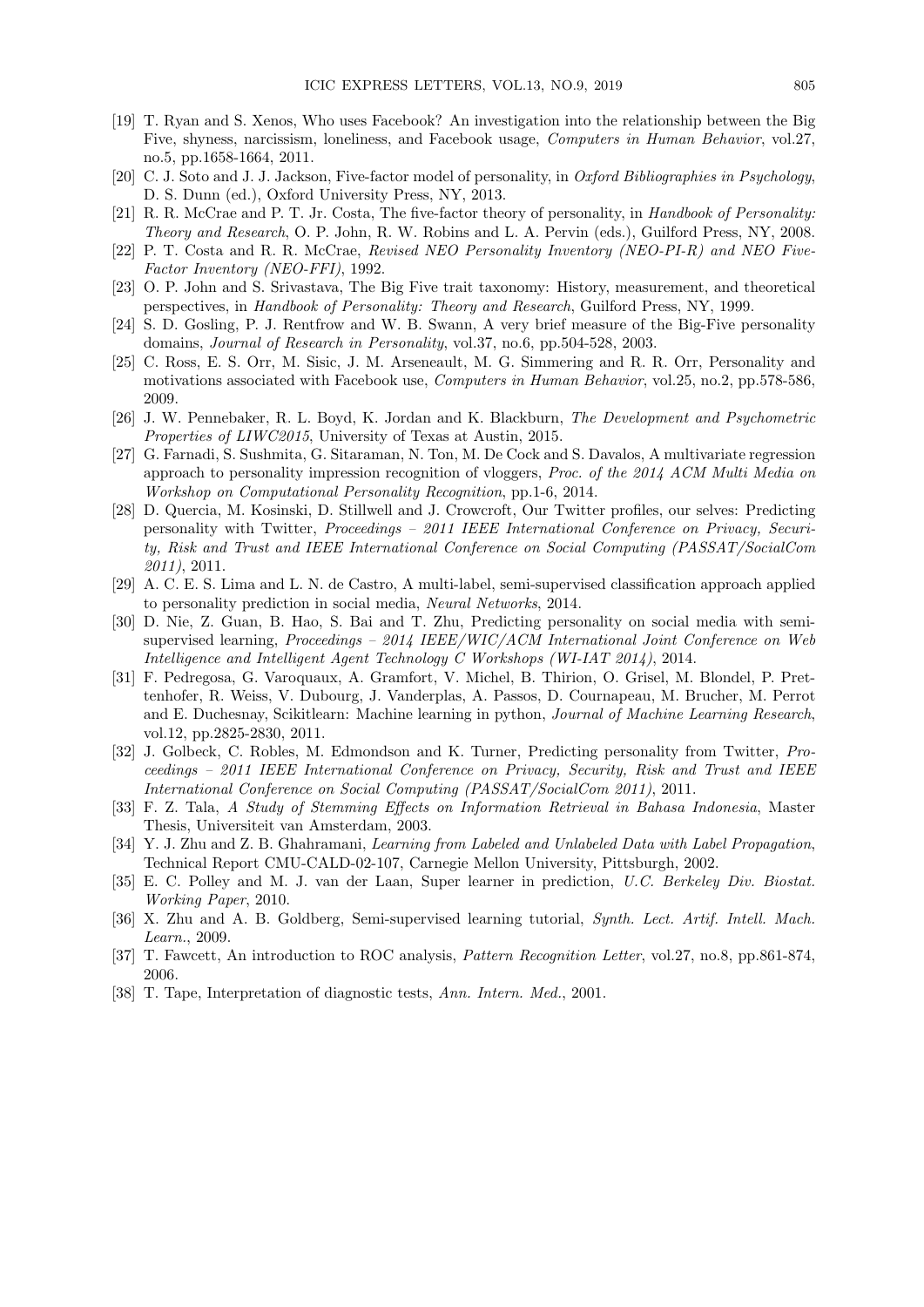[19] T. Ryan and S. Xenos, Who uses Facebook? An investigation into the relationship between the Big Five, shyness, narcissism, loneliness, and Facebook usage, *Computers in Human Behavior*, vol.27, no.5, pp.1658-1664, 2011.

[20] C. J. Soto and J. J. Jackson, Five-factor model of personality, in *Oxford Bibliographies in Psychology*, D. S. Dunn (ed.), Oxford University Press, NY, 2013.

[21] R. R. McCrae and P. T. Jr. Costa, The five-factor theory of personality, in *Handbook of Personality: Theory and Research*, O. P. John, R. W. Robins and L. A. Pervin (eds.), Guilford Press, NY, 2008.

[22] P. T. Costa and R. R. McCrae, *Revised NEO Personality Inventory (NEO-PI-R) and NEO Five-Factor Inventory (NEO-FFI)*, 1992.

[23] O. P. John and S. Srivastava, The Big Five trait taxonomy: History, measurement, and theoretical perspectives, in *Handbook of Personality: Theory and Research*, Guilford Press, NY, 1999.

[24] S. D. Gosling, P. J. Rentfrow and W. B. Swann, A very brief measure of the Big-Five personality domains, *Journal of Research in Personality*, vol.37, no.6, pp.504-528, 2003.

[25] C. Ross, E. S. Orr, M. Sisic, J. M. Arseneault, M. G. Simmering and R. R. Orr, Personality and motivations associated with Facebook use, *Computers in Human Behavior*, vol.25, no.2, pp.578-586, 2009.

[26] J. W. Pennebaker, R. L. Boyd, K. Jordan and K. Blackburn, *The Development and Psychometric Properties of LIWC2015*, University of Texas at Austin, 2015.

[27] G. Farnadi, S. Sushmita, G. Sitaraman, N. Ton, M. De Cock and S. Davalos, A multivariate regression approach to personality impression recognition of vloggers, *Proc. of the 2014 ACM Multi Media on Workshop on Computational Personality Recognition*, pp.1-6, 2014.

[28] D. Quercia, M. Kosinski, D. Stillwell and J. Crowcroft, Our Twitter profiles, our selves: Predicting personality with Twitter, *Proceedings – 2011 IEEE International Conference on Privacy, Security, Risk and Trust and IEEE International Conference on Social Computing (PASSAT/SocialCom 2011)*, 2011.

[29] A. C. E. S. Lima and L. N. de Castro, A multi-label, semi-supervised classification approach applied to personality prediction in social media, *Neural Networks*, 2014.

[30] D. Nie, Z. Guan, B. Hao, S. Bai and T. Zhu, Predicting personality on social media with semi-supervised learning, *Proceedings – 2014 IEEE/WIC/ACM International Joint Conference on Web Intelligence and Intelligent Agent Technology C Workshops (WI-IAT 2014)*, 2014.

[31] F. Pedregosa, G. Varoquaux, A. Gramfort, V. Michel, B. Thirion, O. Grisel, M. Blondel, P. Prettenhofer, R. Weiss, V. Dubourg, J. Vanderplas, A. Passos, D. Cournapeau, M. Brucher, M. Perrot and E. Duchesnay, Scikitlearn: Machine learning in python, *Journal of Machine Learning Research*, vol.12, pp.2825-2830, 2011.

[32] J. Golbeck, C. Robles, M. Edmondson and K. Turner, Predicting personality from Twitter, *Proceedings – 2011 IEEE International Conference on Privacy, Security, Risk and Trust and IEEE International Conference on Social Computing (PASSAT/SocialCom 2011)*, 2011.

[33] F. Z. Tala, *A Study of Stemming Effects on Information Retrieval in Bahasa Indonesia*, Master Thesis, Universiteit van Amsterdam, 2003.

[34] Y. J. Zhu and Z. B. Ghahramani, *Learning from Labeled and Unlabeled Data with Label Propagation*, Technical Report CMU-CALD-02-107, Carnegie Mellon University, Pittsburgh, 2002.

[35] E. C. Polley and M. J. van der Laan, Super learner in prediction, *U.C. Berkeley Div. Biostat. Working Paper*, 2010.

[36] X. Zhu and A. B. Goldberg, Semi-supervised learning tutorial, *Synth. Lect. Artif. Intell. Mach. Learn.*, 2009.

[37] T. Fawcett, An introduction to ROC analysis, *Pattern Recognition Letter*, vol.27, no.8, pp.861-874, 2006.

[38] T. Tape, Interpretation of diagnostic tests, *Ann. Intern. Med.*, 2001.